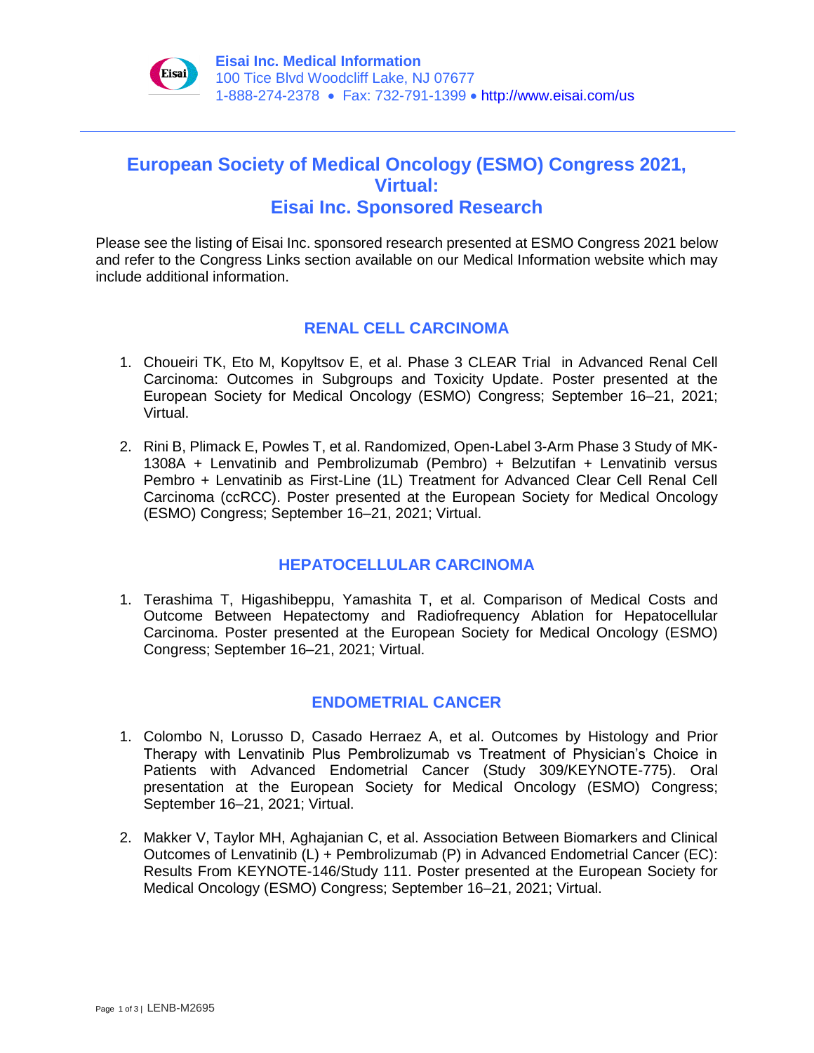**Eisai Inc. Medical Information**
100 Tice Blvd Woodcliff Lake, NJ 07677
1-888-274-2378 • Fax: 732-791-1399 • http://www.eisai.com/us

# European Society of Medical Oncology (ESMO) Congress 2021, Virtual: Eisai Inc. Sponsored Research

Please see the listing of Eisai Inc. sponsored research presented at ESMO Congress 2021 below and refer to the Congress Links section available on our Medical Information website which may include additional information.

## RENAL CELL CARCINOMA

1. Choueiri TK, Eto M, Kopyltsov E, et al. Phase 3 CLEAR Trial in Advanced Renal Cell Carcinoma: Outcomes in Subgroups and Toxicity Update. Poster presented at the European Society for Medical Oncology (ESMO) Congress; September 16–21, 2021; Virtual.

2. Rini B, Plimack E, Powles T, et al. Randomized, Open-Label 3-Arm Phase 3 Study of MK-1308A + Lenvatinib and Pembrolizumab (Pembro) + Belzutifan + Lenvatinib versus Pembro + Lenvatinib as First-Line (1L) Treatment for Advanced Clear Cell Renal Cell Carcinoma (ccRCC). Poster presented at the European Society for Medical Oncology (ESMO) Congress; September 16–21, 2021; Virtual.

## HEPATOCELLULAR CARCINOMA

1. Terashima T, Higashibeppu, Yamashita T, et al. Comparison of Medical Costs and Outcome Between Hepatectomy and Radiofrequency Ablation for Hepatocellular Carcinoma. Poster presented at the European Society for Medical Oncology (ESMO) Congress; September 16–21, 2021; Virtual.

## ENDOMETRIAL CANCER

1. Colombo N, Lorusso D, Casado Herraez A, et al. Outcomes by Histology and Prior Therapy with Lenvatinib Plus Pembrolizumab vs Treatment of Physician's Choice in Patients with Advanced Endometrial Cancer (Study 309/KEYNOTE-775). Oral presentation at the European Society for Medical Oncology (ESMO) Congress; September 16–21, 2021; Virtual.

2. Makker V, Taylor MH, Aghajanian C, et al. Association Between Biomarkers and Clinical Outcomes of Lenvatinib (L) + Pembrolizumab (P) in Advanced Endometrial Cancer (EC): Results From KEYNOTE-146/Study 111. Poster presented at the European Society for Medical Oncology (ESMO) Congress; September 16–21, 2021; Virtual.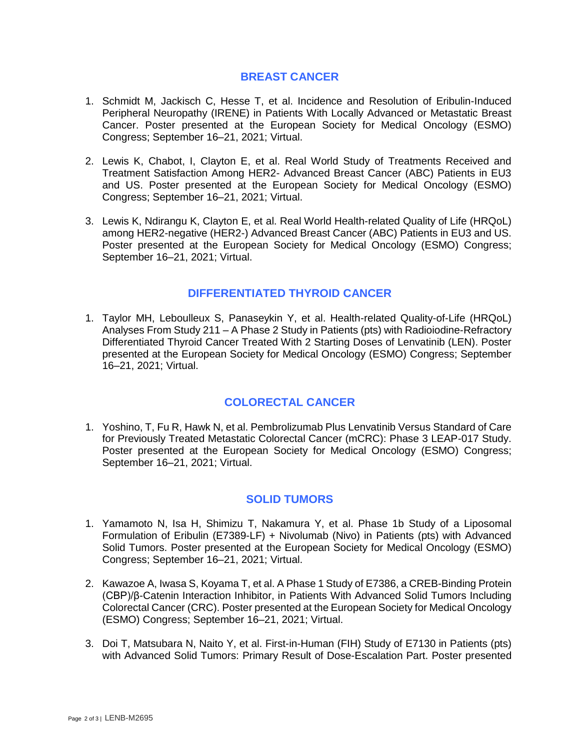## BREAST CANCER

1. Schmidt M, Jackisch C, Hesse T, et al. Incidence and Resolution of Eribulin-Induced Peripheral Neuropathy (IRENE) in Patients With Locally Advanced or Metastatic Breast Cancer. Poster presented at the European Society for Medical Oncology (ESMO) Congress; September 16–21, 2021; Virtual.

2. Lewis K, Chabot, I, Clayton E, et al. Real World Study of Treatments Received and Treatment Satisfaction Among HER2- Advanced Breast Cancer (ABC) Patients in EU3 and US. Poster presented at the European Society for Medical Oncology (ESMO) Congress; September 16–21, 2021; Virtual.

3. Lewis K, Ndirangu K, Clayton E, et al. Real World Health-related Quality of Life (HRQoL) among HER2-negative (HER2-) Advanced Breast Cancer (ABC) Patients in EU3 and US. Poster presented at the European Society for Medical Oncology (ESMO) Congress; September 16–21, 2021; Virtual.

## DIFFERENTIATED THYROID CANCER

1. Taylor MH, Leboulleux S, Panaseykin Y, et al. Health-related Quality-of-Life (HRQoL) Analyses From Study 211 – A Phase 2 Study in Patients (pts) with Radioiodine-Refractory Differentiated Thyroid Cancer Treated With 2 Starting Doses of Lenvatinib (LEN). Poster presented at the European Society for Medical Oncology (ESMO) Congress; September 16–21, 2021; Virtual.

## COLORECTAL CANCER

1. Yoshino, T, Fu R, Hawk N, et al. Pembrolizumab Plus Lenvatinib Versus Standard of Care for Previously Treated Metastatic Colorectal Cancer (mCRC): Phase 3 LEAP-017 Study. Poster presented at the European Society for Medical Oncology (ESMO) Congress; September 16–21, 2021; Virtual.

## SOLID TUMORS

1. Yamamoto N, Isa H, Shimizu T, Nakamura Y, et al. Phase 1b Study of a Liposomal Formulation of Eribulin (E7389-LF) + Nivolumab (Nivo) in Patients (pts) with Advanced Solid Tumors. Poster presented at the European Society for Medical Oncology (ESMO) Congress; September 16–21, 2021; Virtual.

2. Kawazoe A, Iwasa S, Koyama T, et al. A Phase 1 Study of E7386, a CREB-Binding Protein (CBP)/β-Catenin Interaction Inhibitor, in Patients With Advanced Solid Tumors Including Colorectal Cancer (CRC). Poster presented at the European Society for Medical Oncology (ESMO) Congress; September 16–21, 2021; Virtual.

3. Doi T, Matsubara N, Naito Y, et al. First-in-Human (FIH) Study of E7130 in Patients (pts) with Advanced Solid Tumors: Primary Result of Dose-Escalation Part. Poster presented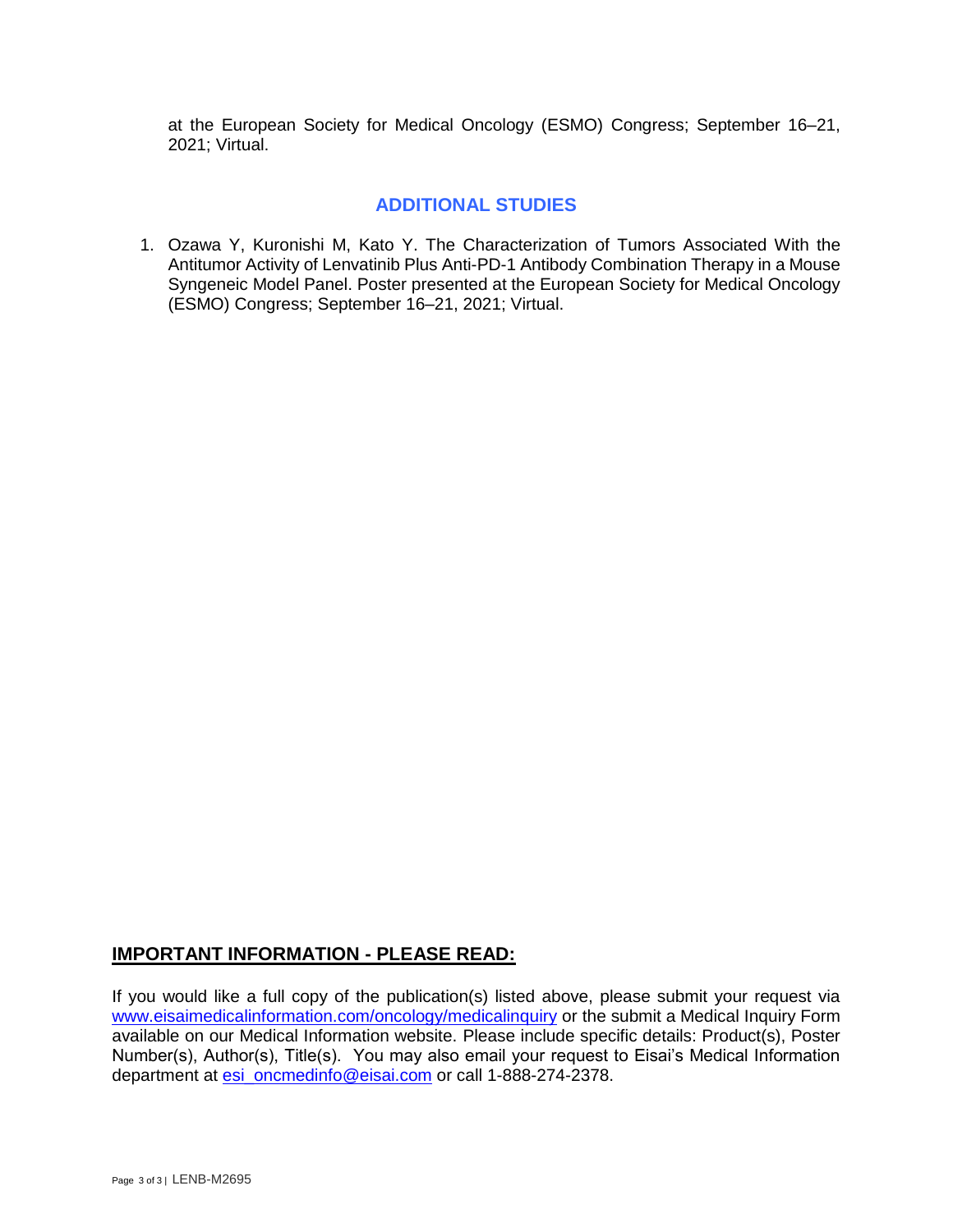at the European Society for Medical Oncology (ESMO) Congress; September 16–21, 2021; Virtual.

## ADDITIONAL STUDIES

1. Ozawa Y, Kuronishi M, Kato Y. The Characterization of Tumors Associated With the Antitumor Activity of Lenvatinib Plus Anti-PD-1 Antibody Combination Therapy in a Mouse Syngeneic Model Panel. Poster presented at the European Society for Medical Oncology (ESMO) Congress; September 16–21, 2021; Virtual.

## IMPORTANT INFORMATION - PLEASE READ:

If you would like a full copy of the publication(s) listed above, please submit your request via www.eisaimedicalinformation.com/oncology/medicalinquiry or the submit a Medical Inquiry Form available on our Medical Information website. Please include specific details: Product(s), Poster Number(s), Author(s), Title(s). You may also email your request to Eisai's Medical Information department at esi_oncmedinfo@eisai.com or call 1-888-274-2378.